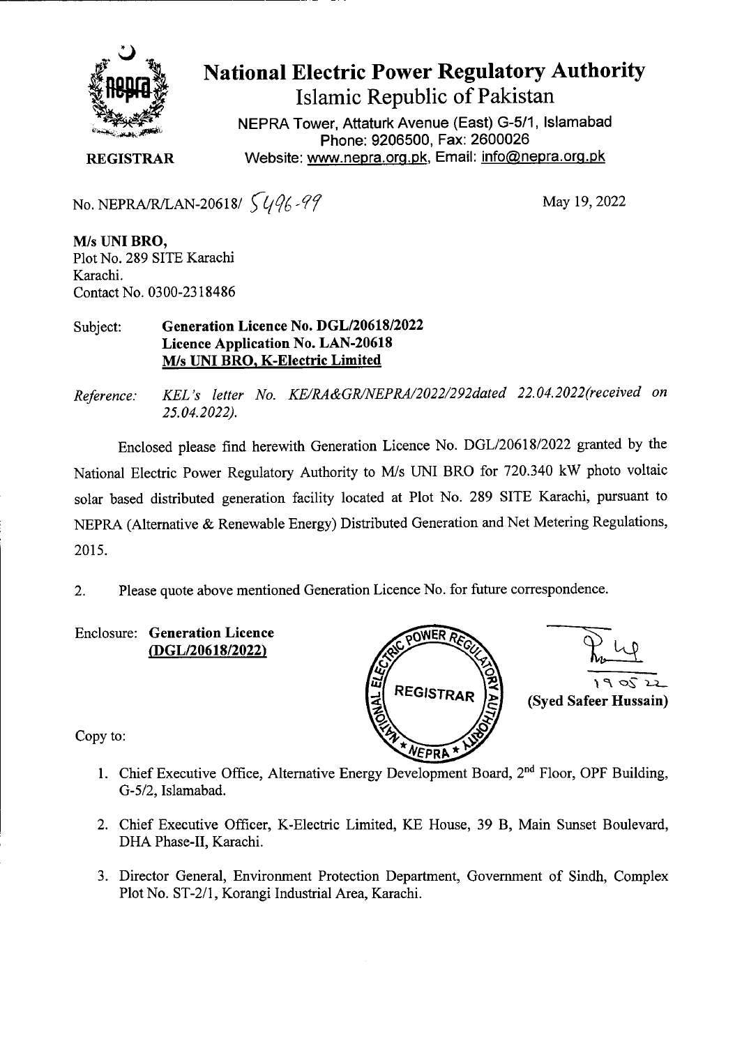# National Electric Power Regulatory Authority

## Islamic Republic of Pakistan

NEPRA Tower, Attaturk Avenue (East) G-5/1, Islamabad
Phone: 9206500, Fax: 2600026
Website: www.nepra.org.pk, Email: info@nepra.org.pk

**REGISTRAR**

No. NEPRA/R/LAN-20618/ 5496-99

May 19, 2022

**M/s UNI BRO,**
Plot No. 289 SITE Karachi
Karachi.
Contact No. 0300-2318486

Subject: **Generation Licence No. DGL/20618/2022**
**Licence Application No. LAN-20618**
**M/s UNI BRO, K-Electric Limited**

*Reference: KEL's letter No. KE/RA&GR/NEPRA/2022/292dated 22.04.2022(received on 25.04.2022).*

Enclosed please find herewith Generation Licence No. DGL/20618/2022 granted by the National Electric Power Regulatory Authority to M/s UNI BRO for 720.340 kW photo voltaic solar based distributed generation facility located at Plot No. 289 SITE Karachi, pursuant to NEPRA (Alternative & Renewable Energy) Distributed Generation and Net Metering Regulations, 2015.

2. Please quote above mentioned Generation Licence No. for future correspondence.

Enclosure: **Generation Licence**
**(DGL/20618/2022)**

19 05 22
**(Syed Safeer Hussain)**

Copy to:

1. Chief Executive Office, Alternative Energy Development Board, 2nd Floor, OPF Building, G-5/2, Islamabad.
2. Chief Executive Officer, K-Electric Limited, KE House, 39 B, Main Sunset Boulevard, DHA Phase-II, Karachi.
3. Director General, Environment Protection Department, Government of Sindh, Complex Plot No. ST-2/1, Korangi Industrial Area, Karachi.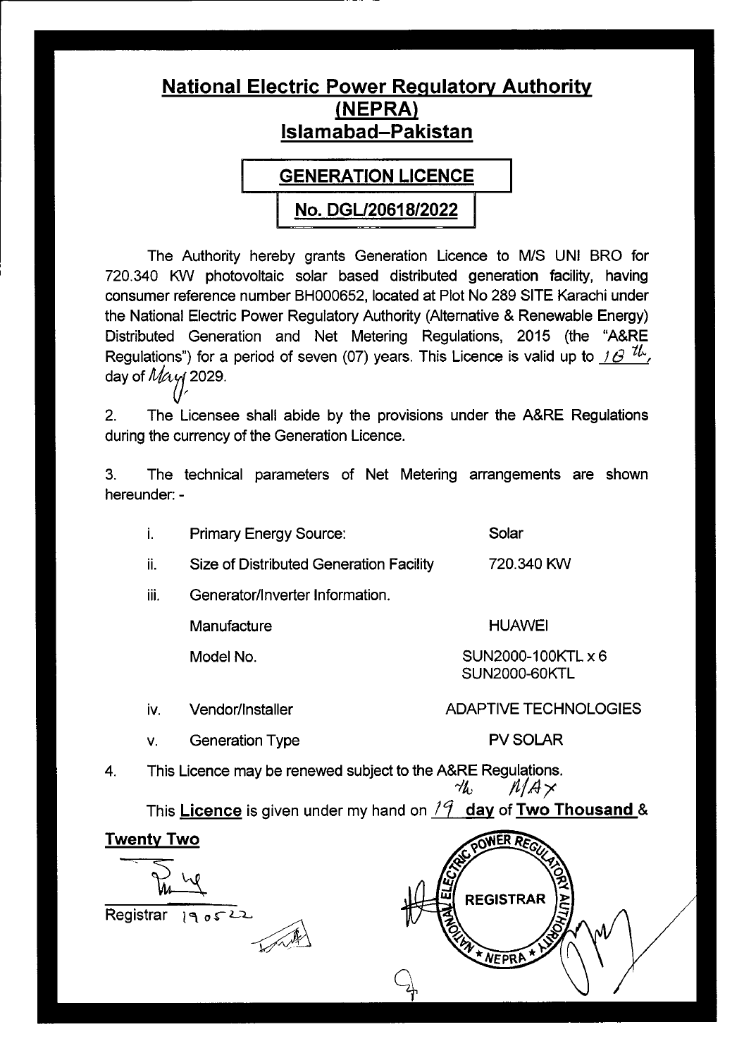# National Electric Power Regulatory Authority (NEPRA) Islamabad–Pakistan

## GENERATION LICENCE

## No. DGL/20618/2022

The Authority hereby grants Generation Licence to M/S UNI BRO for 720.340 KW photovoltaic solar based distributed generation facility, having consumer reference number BH000652, located at Plot No 289 SITE Karachi under the National Electric Power Regulatory Authority (Alternative & Renewable Energy) Distributed Generation and Net Metering Regulations, 2015 (the "A&RE Regulations") for a period of seven (07) years. This Licence is valid up to 18th, day of May 2029.

2. The Licensee shall abide by the provisions under the A&RE Regulations during the currency of the Generation Licence.

3. The technical parameters of Net Metering arrangements are shown hereunder: -

| | | |
|---|---|---|
| i. | Primary Energy Source: | Solar |
| ii. | Size of Distributed Generation Facility | 720.340 KW |
| iii. | Generator/Inverter Information. | |
| | Manufacture | HUAWEI |
| | Model No. | SUN2000-100KTL x 6<br>SUN2000-60KTL |
| iv. | Vendor/Installer | ADAPTIVE TECHNOLOGIES |
| v. | Generation Type | PV SOLAR |

4. This Licence may be renewed subject to the A&RE Regulations.

This **Licence** is given under my hand on 19th **day** of MAY **Two Thousand & Twenty Two**

Registrar 19 05 22

REGISTRAR
NATIONAL ELECTRIC POWER REGULATORY AUTHORITY
NEPRA